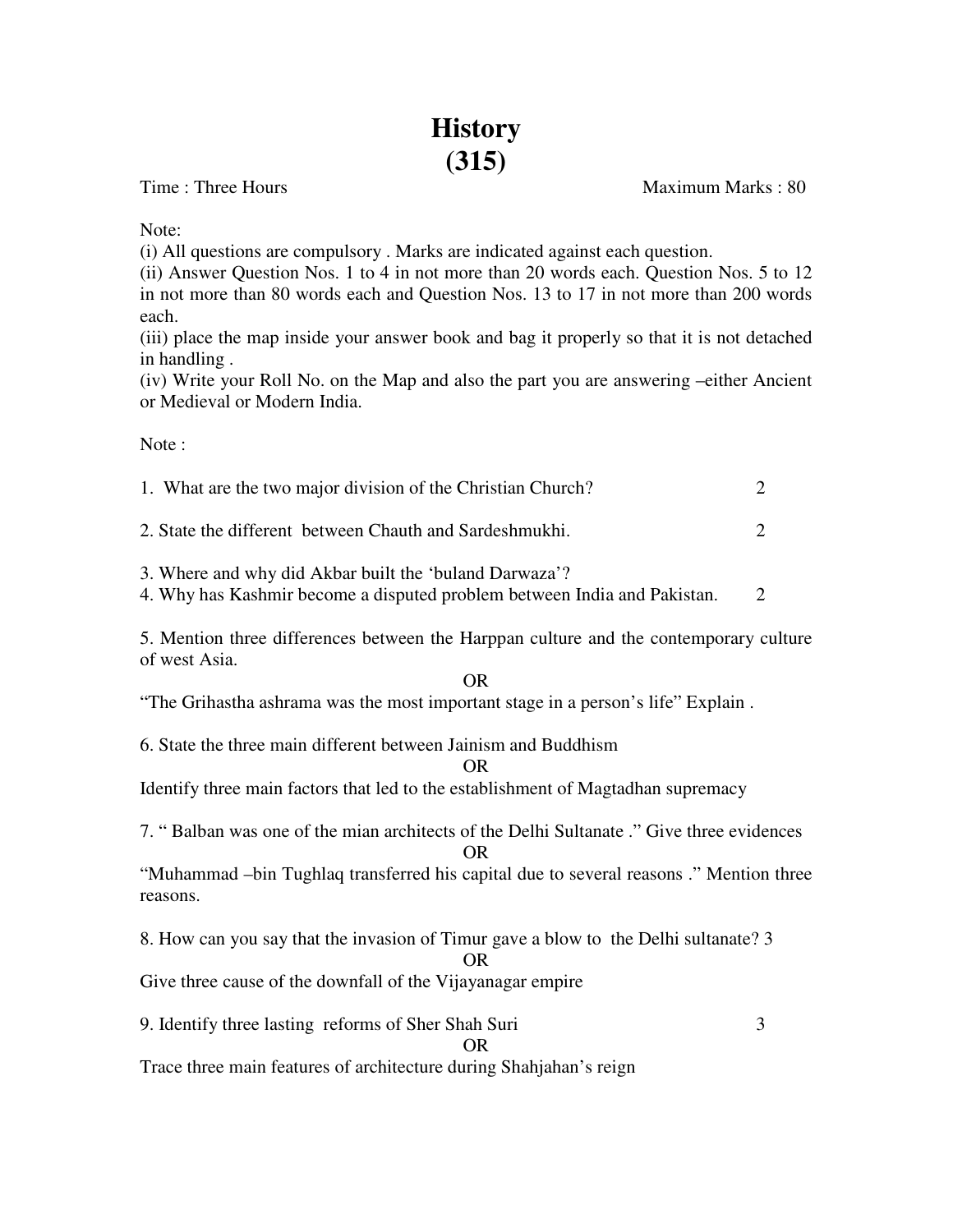# History
# (315)

Time : Three Hours Maximum Marks : 80

Note:

(i) All questions are compulsory . Marks are indicated against each question.

(ii) Answer Question Nos. 1 to 4 in not more than 20 words each. Question Nos. 5 to 12 in not more than 80 words each and Question Nos. 13 to 17 in not more than 200 words each.

(iii) place the map inside your answer book and bag it properly so that it is not detached in handling .

(iv) Write your Roll No. on the Map and also the part you are answering –either Ancient or Medieval or Modern India.

Note :

1. What are the two major division of the Christian Church? 2

2. State the different between Chauth and Sardeshmukhi. 2

3. Where and why did Akbar built the 'buland Darwaza'?

4. Why has Kashmir become a disputed problem between India and Pakistan. 2

5. Mention three differences between the Harppan culture and the contemporary culture of west Asia.

OR

"The Grihastha ashrama was the most important stage in a person's life" Explain .

6. State the three main different between Jainism and Buddhism

OR

Identify three main factors that led to the establishment of Magtadhan supremacy

7. " Balban was one of the mian architects of the Delhi Sultanate ." Give three evidences

OR

"Muhammad –bin Tughlaq transferred his capital due to several reasons ." Mention three reasons.

8. How can you say that the invasion of Timur gave a blow to the Delhi sultanate? 3

OR

Give three cause of the downfall of the Vijayanagar empire

9. Identify three lasting reforms of Sher Shah Suri 3

OR

Trace three main features of architecture during Shahjahan's reign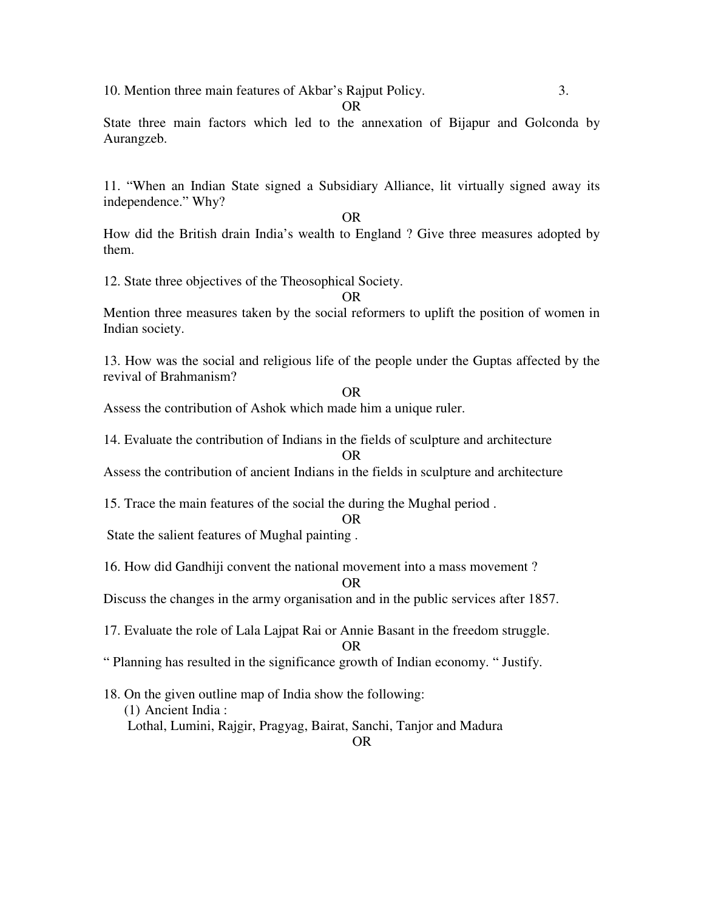10. Mention three main features of Akbar's Rajput Policy. 3.

OR

State three main factors which led to the annexation of Bijapur and Golconda by Aurangzeb.

11. "When an Indian State signed a Subsidiary Alliance, lit virtually signed away its independence." Why?

OR

How did the British drain India's wealth to England ? Give three measures adopted by them.

12. State three objectives of the Theosophical Society.

OR

Mention three measures taken by the social reformers to uplift the position of women in Indian society.

13. How was the social and religious life of the people under the Guptas affected by the revival of Brahmanism?

OR

Assess the contribution of Ashok which made him a unique ruler.

14. Evaluate the contribution of Indians in the fields of sculpture and architecture

OR

Assess the contribution of ancient Indians in the fields in sculpture and architecture

15. Trace the main features of the social the during the Mughal period .

OR

State the salient features of Mughal painting .

16. How did Gandhiji convent the national movement into a mass movement ?

OR

Discuss the changes in the army organisation and in the public services after 1857.

17. Evaluate the role of Lala Lajpat Rai or Annie Basant in the freedom struggle.

OR

" Planning has resulted in the significance growth of Indian economy. " Justify.

18. On the given outline map of India show the following:

(1) Ancient India :

Lothal, Lumini, Rajgir, Pragyag, Bairat, Sanchi, Tanjor and Madura

OR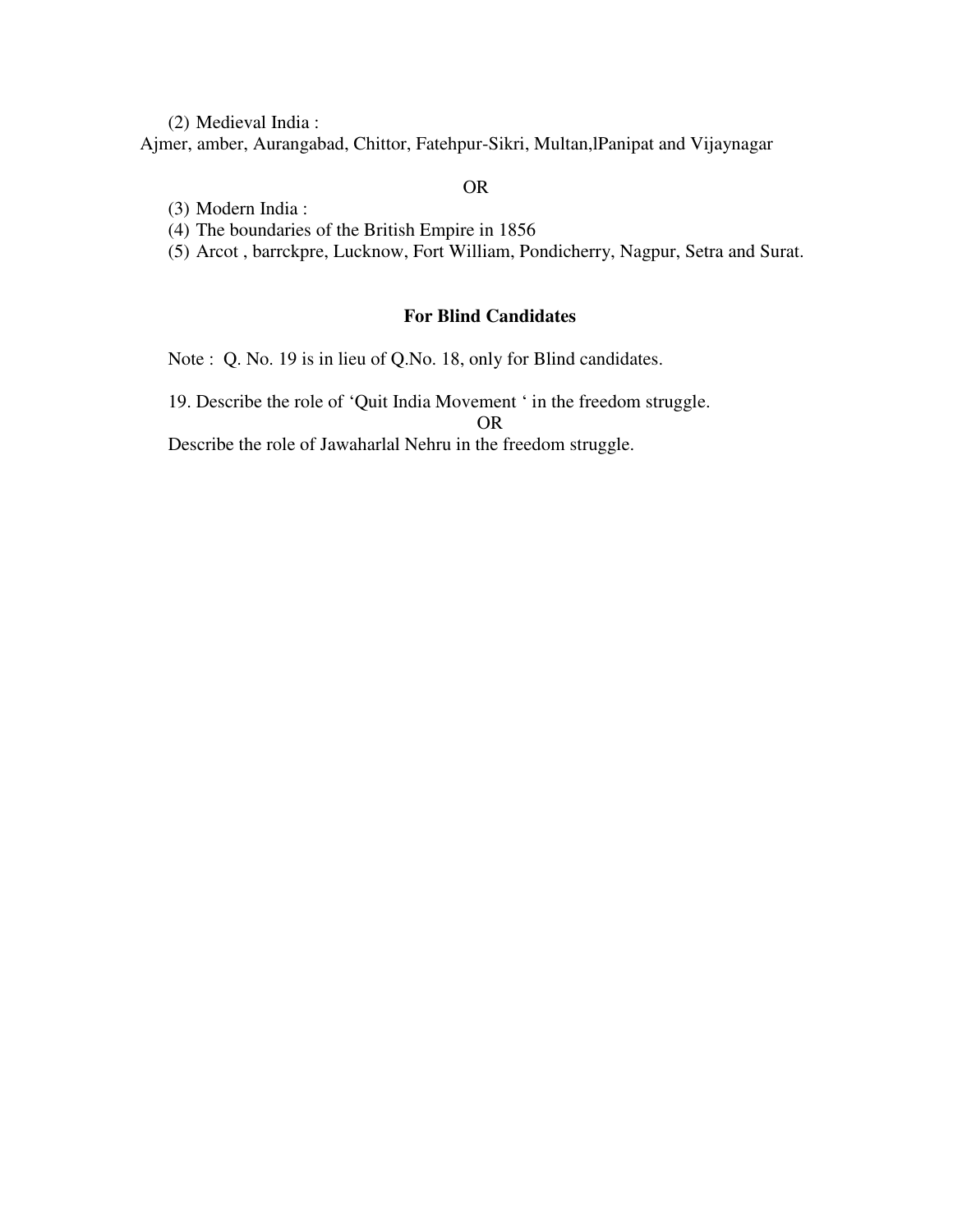(2) Medieval India :

Ajmer, amber, Aurangabad, Chittor, Fatehpur-Sikri, Multan,lPanipat and Vijaynagar

OR

(3) Modern India :

(4) The boundaries of the British Empire in 1856

(5) Arcot , barrckpre, Lucknow, Fort William, Pondicherry, Nagpur, Setra and Surat.

**For Blind Candidates**

Note : Q. No. 19 is in lieu of Q.No. 18, only for Blind candidates.

19. Describe the role of 'Quit India Movement ' in the freedom struggle.

OR

Describe the role of Jawaharlal Nehru in the freedom struggle.